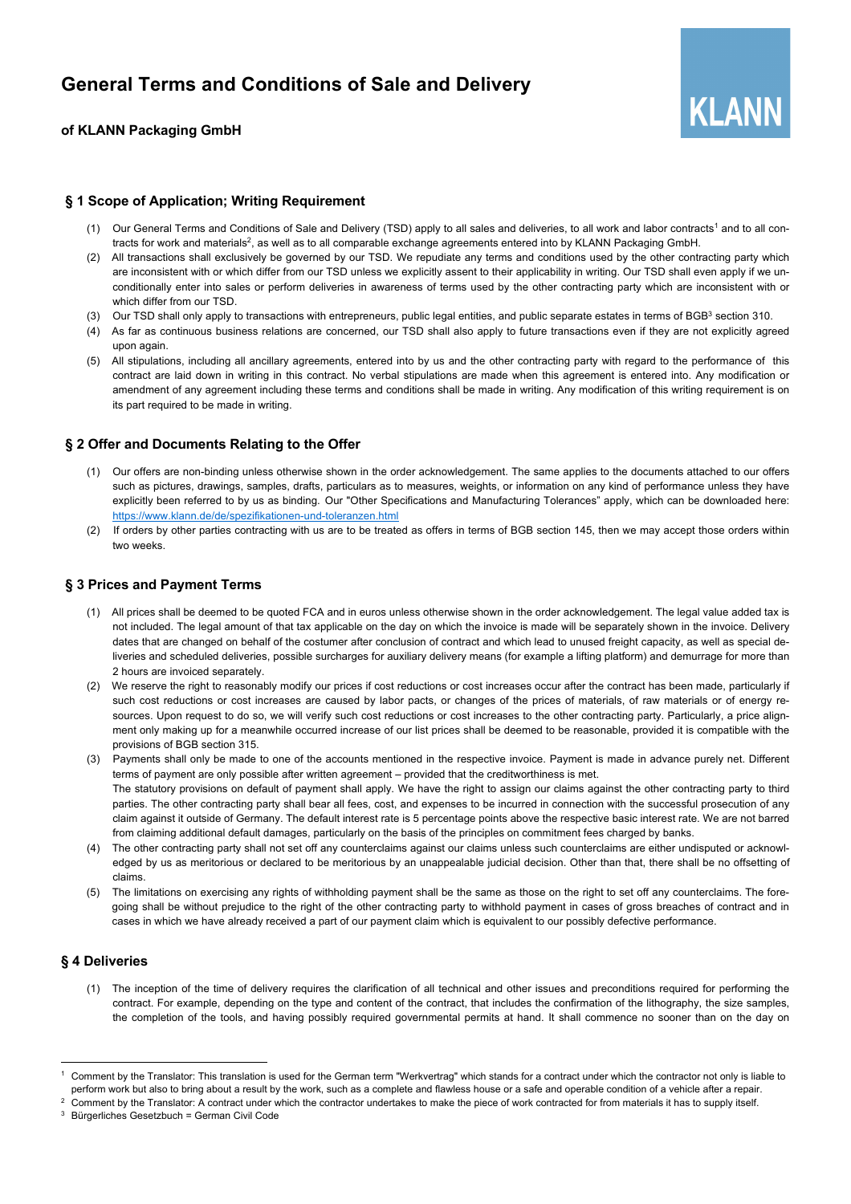# General Terms and Conditions of Sale and Delivery

### of KLANN Packaging GmbH

KLANN

## § 1 Scope of Application; Writing Requirement

(1) Our General Terms and Conditions of Sale and Delivery (TSD) apply to all sales and deliveries, to all work and labor contracts[1] and to all contracts for work and materials[2], as well as to all comparable exchange agreements entered into by KLANN Packaging GmbH.

(2) All transactions shall exclusively be governed by our TSD. We repudiate any terms and conditions used by the other contracting party which are inconsistent with or which differ from our TSD unless we explicitly assent to their applicability in writing. Our TSD shall even apply if we unconditionally enter into sales or perform deliveries in awareness of terms used by the other contracting party which are inconsistent with or which differ from our TSD.

(3) Our TSD shall only apply to transactions with entrepreneurs, public legal entities, and public separate estates in terms of BGB[3] section 310.

(4) As far as continuous business relations are concerned, our TSD shall also apply to future transactions even if they are not explicitly agreed upon again.

(5) All stipulations, including all ancillary agreements, entered into by us and the other contracting party with regard to the performance of this contract are laid down in writing in this contract. No verbal stipulations are made when this agreement is entered into. Any modification or amendment of any agreement including these terms and conditions shall be made in writing. Any modification of this writing requirement is on its part required to be made in writing.

## § 2 Offer and Documents Relating to the Offer

(1) Our offers are non-binding unless otherwise shown in the order acknowledgement. The same applies to the documents attached to our offers such as pictures, drawings, samples, drafts, particulars as to measures, weights, or information on any kind of performance unless they have explicitly been referred to by us as binding. Our "Other Specifications and Manufacturing Tolerances" apply, which can be downloaded here: https://www.klann.de/de/spezifikationen-und-toleranzen.html

(2) If orders by other parties contracting with us are to be treated as offers in terms of BGB section 145, then we may accept those orders within two weeks.

## § 3 Prices and Payment Terms

(1) All prices shall be deemed to be quoted FCA and in euros unless otherwise shown in the order acknowledgement. The legal value added tax is not included. The legal amount of that tax applicable on the day on which the invoice is made will be separately shown in the invoice. Delivery dates that are changed on behalf of the costumer after conclusion of contract and which lead to unused freight capacity, as well as special deliveries and scheduled deliveries, possible surcharges for auxiliary delivery means (for example a lifting platform) and demurrage for more than 2 hours are invoiced separately.

(2) We reserve the right to reasonably modify our prices if cost reductions or cost increases occur after the contract has been made, particularly if such cost reductions or cost increases are caused by labor pacts, or changes of the prices of materials, of raw materials or of energy resources. Upon request to do so, we will verify such cost reductions or cost increases to the other contracting party. Particularly, a price alignment only making up for a meanwhile occurred increase of our list prices shall be deemed to be reasonable, provided it is compatible with the provisions of BGB section 315.

(3) Payments shall only be made to one of the accounts mentioned in the respective invoice. Payment is made in advance purely net. Different terms of payment are only possible after written agreement – provided that the creditworthiness is met.
The statutory provisions on default of payment shall apply. We have the right to assign our claims against the other contracting party to third parties. The other contracting party shall bear all fees, cost, and expenses to be incurred in connection with the successful prosecution of any claim against it outside of Germany. The default interest rate is 5 percentage points above the respective basic interest rate. We are not barred from claiming additional default damages, particularly on the basis of the principles on commitment fees charged by banks.

(4) The other contracting party shall not set off any counterclaims against our claims unless such counterclaims are either undisputed or acknowledged by us as meritorious or declared to be meritorious by an unappealable judicial decision. Other than that, there shall be no offsetting of claims.

(5) The limitations on exercising any rights of withholding payment shall be the same as those on the right to set off any counterclaims. The foregoing shall be without prejudice to the right of the other contracting party to withhold payment in cases of gross breaches of contract and in cases in which we have already received a part of our payment claim which is equivalent to our possibly defective performance.

## § 4 Deliveries

(1) The inception of the time of delivery requires the clarification of all technical and other issues and preconditions required for performing the contract. For example, depending on the type and content of the contract, that includes the confirmation of the lithography, the size samples, the completion of the tools, and having possibly required governmental permits at hand. It shall commence no sooner than on the day on

---

[1] Comment by the Translator: This translation is used for the German term "Werkvertrag" which stands for a contract under which the contractor not only is liable to perform work but also to bring about a result by the work, such as a complete and flawless house or a safe and operable condition of a vehicle after a repair.

[2] Comment by the Translator: A contract under which the contractor undertakes to make the piece of work contracted for from materials it has to supply itself.

[3] Bürgerliches Gesetzbuch = German Civil Code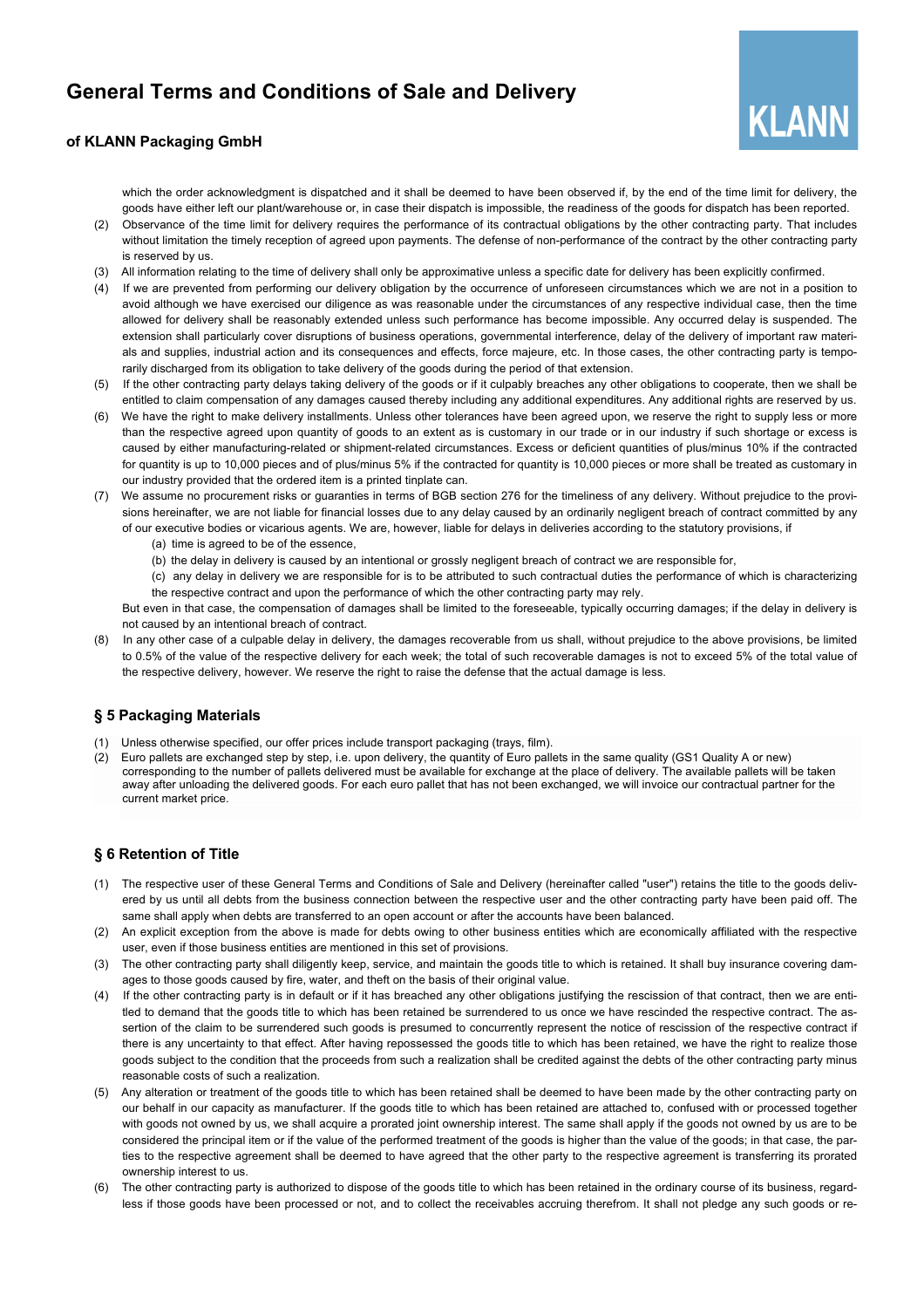which the order acknowledgment is dispatched and it shall be deemed to have been observed if, by the end of the time limit for delivery, the goods have either left our plant/warehouse or, in case their dispatch is impossible, the readiness of the goods for dispatch has been reported.

(2) Observance of the time limit for delivery requires the performance of its contractual obligations by the other contracting party. That includes without limitation the timely reception of agreed upon payments. The defense of non-performance of the contract by the other contracting party is reserved by us.

(3) All information relating to the time of delivery shall only be approximative unless a specific date for delivery has been explicitly confirmed.

(4) If we are prevented from performing our delivery obligation by the occurrence of unforeseen circumstances which we are not in a position to avoid although we have exercised our diligence as was reasonable under the circumstances of any respective individual case, then the time allowed for delivery shall be reasonably extended unless such performance has become impossible. Any occurred delay is suspended. The extension shall particularly cover disruptions of business operations, governmental interference, delay of the delivery of important raw materials and supplies, industrial action and its consequences and effects, force majeure, etc. In those cases, the other contracting party is temporarily discharged from its obligation to take delivery of the goods during the period of that extension.

(5) If the other contracting party delays taking delivery of the goods or if it culpably breaches any other obligations to cooperate, then we shall be entitled to claim compensation of any damages caused thereby including any additional expenditures. Any additional rights are reserved by us.

(6) We have the right to make delivery installments. Unless other tolerances have been agreed upon, we reserve the right to supply less or more than the respective agreed upon quantity of goods to an extent as is customary in our trade or in our industry if such shortage or excess is caused by either manufacturing-related or shipment-related circumstances. Excess or deficient quantities of plus/minus 10% if the contracted for quantity is up to 10,000 pieces and of plus/minus 5% if the contracted for quantity is 10,000 pieces or more shall be treated as customary in our industry provided that the ordered item is a printed tinplate can.

(7) We assume no procurement risks or guaranties in terms of BGB section 276 for the timeliness of any delivery. Without prejudice to the provisions hereinafter, we are not liable for financial losses due to any delay caused by an ordinarily negligent breach of contract committed by any of our executive bodies or vicarious agents. We are, however, liable for delays in deliveries according to the statutory provisions, if

    (a) time is agreed to be of the essence,

    (b) the delay in delivery is caused by an intentional or grossly negligent breach of contract we are responsible for,

    (c) any delay in delivery we are responsible for is to be attributed to such contractual duties the performance of which is characterizing the respective contract and upon the performance of which the other contracting party may rely.

    But even in that case, the compensation of damages shall be limited to the foreseeable, typically occurring damages; if the delay in delivery is not caused by an intentional breach of contract.

(8) In any other case of a culpable delay in delivery, the damages recoverable from us shall, without prejudice to the above provisions, be limited to 0.5% of the value of the respective delivery for each week; the total of such recoverable damages is not to exceed 5% of the total value of the respective delivery, however. We reserve the right to raise the defense that the actual damage is less.

## § 5 Packaging Materials

(1) Unless otherwise specified, our offer prices include transport packaging (trays, film).

(2) Euro pallets are exchanged step by step, i.e. upon delivery, the quantity of Euro pallets in the same quality (GS1 Quality A or new) corresponding to the number of pallets delivered must be available for exchange at the place of delivery. The available pallets will be taken away after unloading the delivered goods. For each euro pallet that has not been exchanged, we will invoice our contractual partner for the current market price.

## § 6 Retention of Title

(1) The respective user of these General Terms and Conditions of Sale and Delivery (hereinafter called "user") retains the title to the goods delivered by us until all debts from the business connection between the respective user and the other contracting party have been paid off. The same shall apply when debts are transferred to an open account or after the accounts have been balanced.

(2) An explicit exception from the above is made for debts owing to other business entities which are economically affiliated with the respective user, even if those business entities are mentioned in this set of provisions.

(3) The other contracting party shall diligently keep, service, and maintain the goods title to which is retained. It shall buy insurance covering damages to those goods caused by fire, water, and theft on the basis of their original value.

(4) If the other contracting party is in default or if it has breached any other obligations justifying the rescission of that contract, then we are entitled to demand that the goods title to which has been retained be surrendered to us once we have rescinded the respective contract. The assertion of the claim to be surrendered such goods is presumed to concurrently represent the notice of rescission of the respective contract if there is any uncertainty to that effect. After having repossessed the goods title to which has been retained, we have the right to realize those goods subject to the condition that the proceeds from such a realization shall be credited against the debts of the other contracting party minus reasonable costs of such a realization.

(5) Any alteration or treatment of the goods title to which has been retained shall be deemed to have been made by the other contracting party on our behalf in our capacity as manufacturer. If the goods title to which has been retained are attached to, confused with or processed together with goods not owned by us, we shall acquire a prorated joint ownership interest. The same shall apply if the goods not owned by us are to be considered the principal item or if the value of the performed treatment of the goods is higher than the value of the goods; in that case, the parties to the respective agreement shall be deemed to have agreed that the other party to the respective agreement is transferring its prorated ownership interest to us.

(6) The other contracting party is authorized to dispose of the goods title to which has been retained in the ordinary course of its business, regardless if those goods have been processed or not, and to collect the receivables accruing therefrom. It shall not pledge any such goods or re-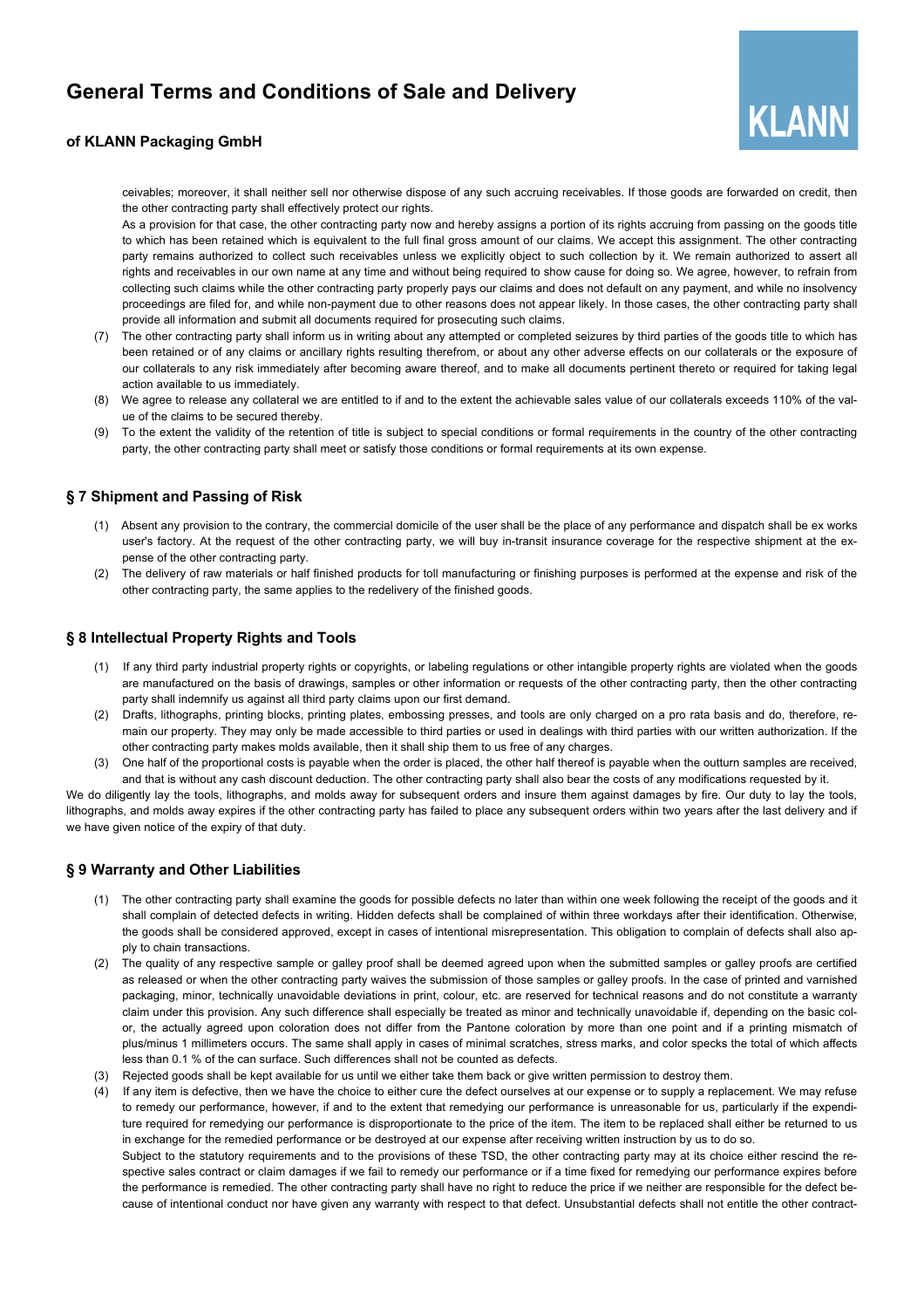ceivables; moreover, it shall neither sell nor otherwise dispose of any such accruing receivables. If those goods are forwarded on credit, then the other contracting party shall effectively protect our rights.

As a provision for that case, the other contracting party now and hereby assigns a portion of its rights accruing from passing on the goods title to which has been retained which is equivalent to the full final gross amount of our claims. We accept this assignment. The other contracting party remains authorized to collect such receivables unless we explicitly object to such collection by it. We remain authorized to assert all rights and receivables in our own name at any time and without being required to show cause for doing so. We agree, however, to refrain from collecting such claims while the other contracting party properly pays our claims and does not default on any payment, and while no insolvency proceedings are filed for, and while non-payment due to other reasons does not appear likely. In those cases, the other contracting party shall provide all information and submit all documents required for prosecuting such claims.

(7) The other contracting party shall inform us in writing about any attempted or completed seizures by third parties of the goods title to which has been retained or of any claims or ancillary rights resulting therefrom, or about any other adverse effects on our collaterals or the exposure of our collaterals to any risk immediately after becoming aware thereof, and to make all documents pertinent thereto or required for taking legal action available to us immediately.

(8) We agree to release any collateral we are entitled to if and to the extent the achievable sales value of our collaterals exceeds 110% of the value of the claims to be secured thereby.

(9) To the extent the validity of the retention of title is subject to special conditions or formal requirements in the country of the other contracting party, the other contracting party shall meet or satisfy those conditions or formal requirements at its own expense.

## § 7 Shipment and Passing of Risk

(1) Absent any provision to the contrary, the commercial domicile of the user shall be the place of any performance and dispatch shall be ex works user's factory. At the request of the other contracting party, we will buy in-transit insurance coverage for the respective shipment at the expense of the other contracting party.

(2) The delivery of raw materials or half finished products for toll manufacturing or finishing purposes is performed at the expense and risk of the other contracting party, the same applies to the redelivery of the finished goods.

## § 8 Intellectual Property Rights and Tools

(1) If any third party industrial property rights or copyrights, or labeling regulations or other intangible property rights are violated when the goods are manufactured on the basis of drawings, samples or other information or requests of the other contracting party, then the other contracting party shall indemnify us against all third party claims upon our first demand.

(2) Drafts, lithographs, printing blocks, printing plates, embossing presses, and tools are only charged on a pro rata basis and do, therefore, remain our property. They may only be made accessible to third parties or used in dealings with third parties with our written authorization. If the other contracting party makes molds available, then it shall ship them to us free of any charges.

(3) One half of the proportional costs is payable when the order is placed, the other half thereof is payable when the outturn samples are received, and that is without any cash discount deduction. The other contracting party shall also bear the costs of any modifications requested by it.

We do diligently lay the tools, lithographs, and molds away for subsequent orders and insure them against damages by fire. Our duty to lay the tools, lithographs, and molds away expires if the other contracting party has failed to place any subsequent orders within two years after the last delivery and if we have given notice of the expiry of that duty.

## § 9 Warranty and Other Liabilities

(1) The other contracting party shall examine the goods for possible defects no later than within one week following the receipt of the goods and it shall complain of detected defects in writing. Hidden defects shall be complained of within three workdays after their identification. Otherwise, the goods shall be considered approved, except in cases of intentional misrepresentation. This obligation to complain of defects shall also apply to chain transactions.

(2) The quality of any respective sample or galley proof shall be deemed agreed upon when the submitted samples or galley proofs are certified as released or when the other contracting party waives the submission of those samples or galley proofs. In the case of printed and varnished packaging, minor, technically unavoidable deviations in print, colour, etc. are reserved for technical reasons and do not constitute a warranty claim under this provision. Any such difference shall especially be treated as minor and technically unavoidable if, depending on the basic color, the actually agreed upon coloration does not differ from the Pantone coloration by more than one point and if a printing mismatch of plus/minus 1 millimeters occurs. The same shall apply in cases of minimal scratches, stress marks, and color specks the total of which affects less than 0.1 % of the can surface. Such differences shall not be counted as defects.

(3) Rejected goods shall be kept available for us until we either take them back or give written permission to destroy them.

(4) If any item is defective, then we have the choice to either cure the defect ourselves at our expense or to supply a replacement. We may refuse to remedy our performance, however, if and to the extent that remedying our performance is unreasonable for us, particularly if the expenditure required for remedying our performance is disproportionate to the price of the item. The item to be replaced shall either be returned to us in exchange for the remedied performance or be destroyed at our expense after receiving written instruction by us to do so.

Subject to the statutory requirements and to the provisions of these TSD, the other contracting party may at its choice either rescind the respective sales contract or claim damages if we fail to remedy our performance or if a time fixed for remedying our performance expires before the performance is remedied. The other contracting party shall have no right to reduce the price if we neither are responsible for the defect because of intentional conduct nor have given any warranty with respect to that defect. Unsubstantial defects shall not entitle the other contract-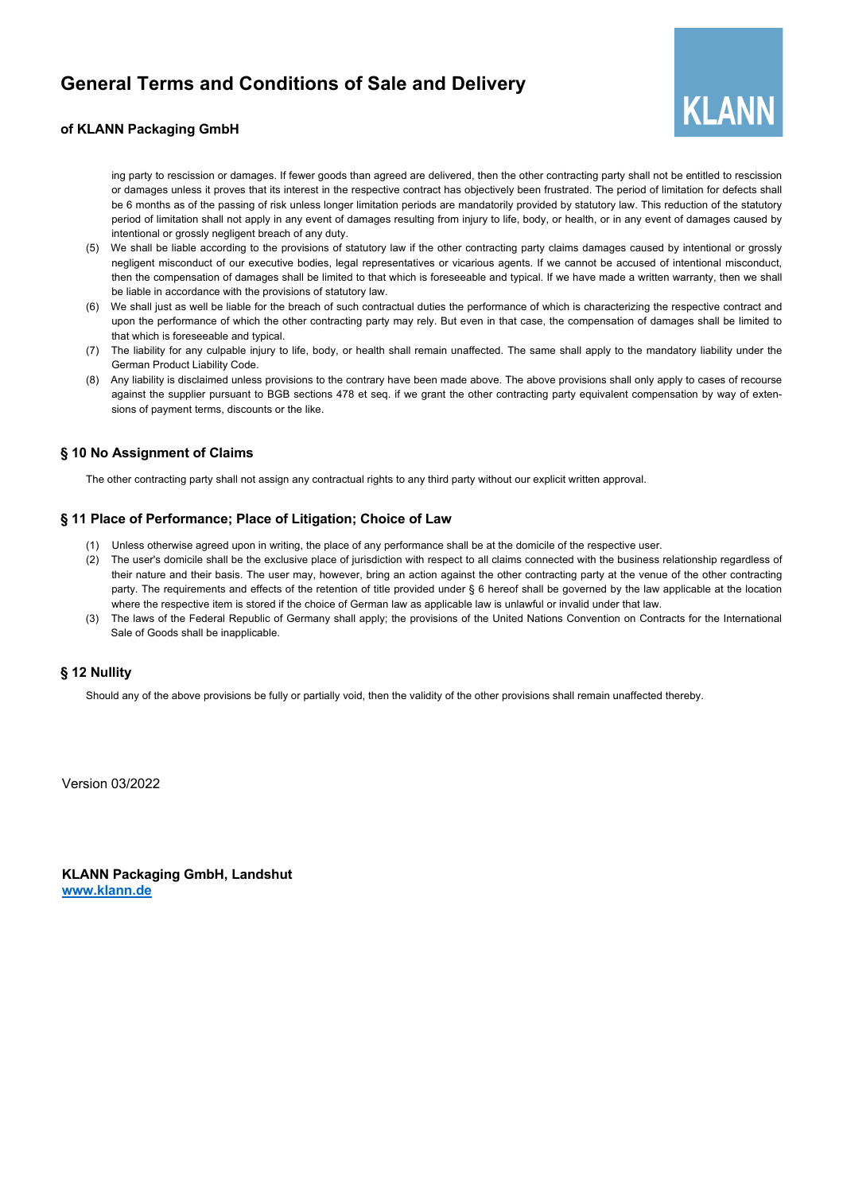ing party to rescission or damages. If fewer goods than agreed are delivered, then the other contracting party shall not be entitled to rescission or damages unless it proves that its interest in the respective contract has objectively been frustrated. The period of limitation for defects shall be 6 months as of the passing of risk unless longer limitation periods are mandatorily provided by statutory law. This reduction of the statutory period of limitation shall not apply in any event of damages resulting from injury to life, body, or health, or in any event of damages caused by intentional or grossly negligent breach of any duty.

(5) We shall be liable according to the provisions of statutory law if the other contracting party claims damages caused by intentional or grossly negligent misconduct of our executive bodies, legal representatives or vicarious agents. If we cannot be accused of intentional misconduct, then the compensation of damages shall be limited to that which is foreseeable and typical. If we have made a written warranty, then we shall be liable in accordance with the provisions of statutory law.

(6) We shall just as well be liable for the breach of such contractual duties the performance of which is characterizing the respective contract and upon the performance of which the other contracting party may rely. But even in that case, the compensation of damages shall be limited to that which is foreseeable and typical.

(7) The liability for any culpable injury to life, body, or health shall remain unaffected. The same shall apply to the mandatory liability under the German Product Liability Code.

(8) Any liability is disclaimed unless provisions to the contrary have been made above. The above provisions shall only apply to cases of recourse against the supplier pursuant to BGB sections 478 et seq. if we grant the other contracting party equivalent compensation by way of extensions of payment terms, discounts or the like.

## § 10 No Assignment of Claims

The other contracting party shall not assign any contractual rights to any third party without our explicit written approval.

## § 11 Place of Performance; Place of Litigation; Choice of Law

(1) Unless otherwise agreed upon in writing, the place of any performance shall be at the domicile of the respective user.

(2) The user's domicile shall be the exclusive place of jurisdiction with respect to all claims connected with the business relationship regardless of their nature and their basis. The user may, however, bring an action against the other contracting party at the venue of the other contracting party. The requirements and effects of the retention of title provided under § 6 hereof shall be governed by the law applicable at the location where the respective item is stored if the choice of German law as applicable law is unlawful or invalid under that law.

(3) The laws of the Federal Republic of Germany shall apply; the provisions of the United Nations Convention on Contracts for the International Sale of Goods shall be inapplicable.

## § 12 Nullity

Should any of the above provisions be fully or partially void, then the validity of the other provisions shall remain unaffected thereby.

Version 03/2022

**KLANN Packaging GmbH, Landshut**
**www.klann.de**